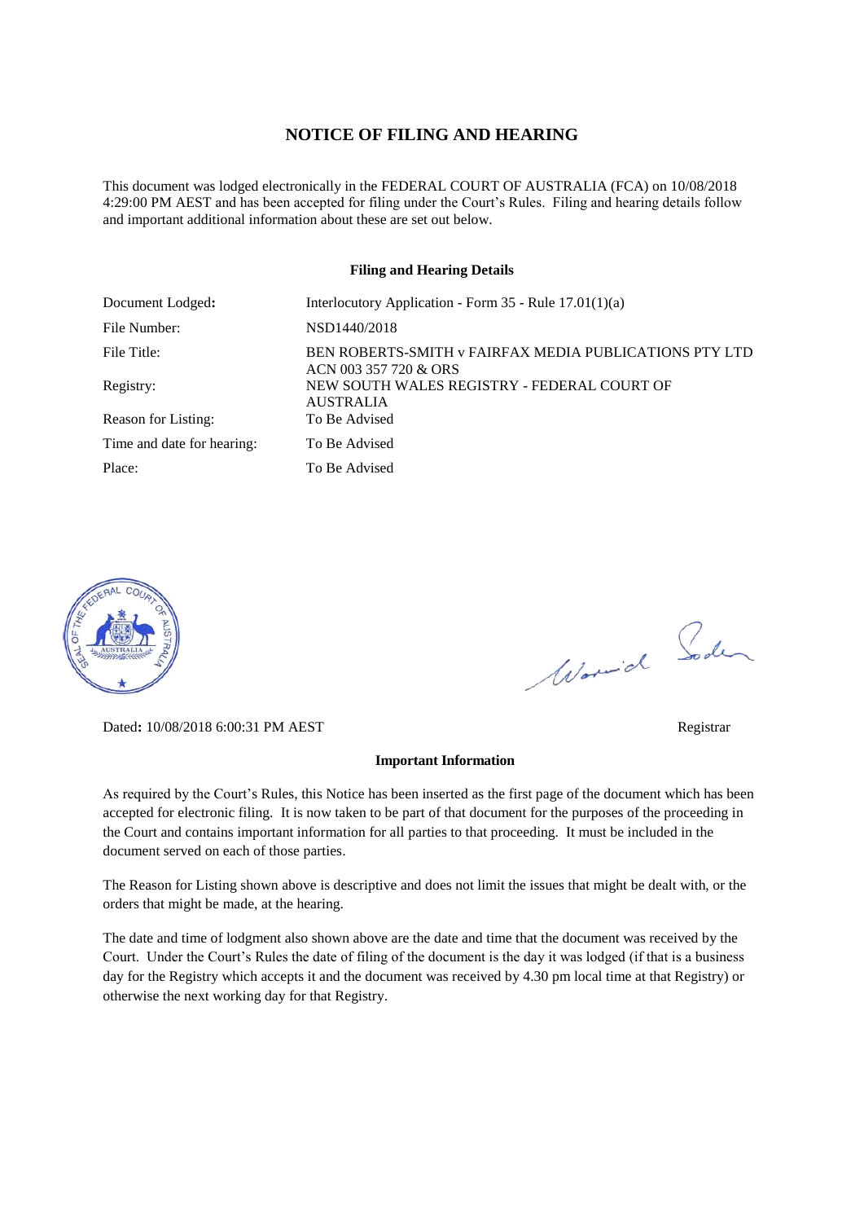# NOTICE OF FILING AND HEARING

This document was lodged electronically in the FEDERAL COURT OF AUSTRALIA (FCA) on 10/08/2018 4:29:00 PM AEST and has been accepted for filing under the Court's Rules. Filing and hearing details follow and important additional information about these are set out below.

### Filing and Hearing Details

| | |
|---|---|
| Document Lodged: | Interlocutory Application - Form 35 - Rule 17.01(1)(a) |
| File Number: | NSD1440/2018 |
| File Title: | BEN ROBERTS-SMITH v FAIRFAX MEDIA PUBLICATIONS PTY LTD ACN 003 357 720 & ORS |
| Registry: | NEW SOUTH WALES REGISTRY - FEDERAL COURT OF AUSTRALIA |
| Reason for Listing: | To Be Advised |
| Time and date for hearing: | To Be Advised |
| Place: | To Be Advised |

Dated: 10/08/2018 6:00:31 PM AEST

Registrar

### Important Information

As required by the Court's Rules, this Notice has been inserted as the first page of the document which has been accepted for electronic filing. It is now taken to be part of that document for the purposes of the proceeding in the Court and contains important information for all parties to that proceeding. It must be included in the document served on each of those parties.

The Reason for Listing shown above is descriptive and does not limit the issues that might be dealt with, or the orders that might be made, at the hearing.

The date and time of lodgment also shown above are the date and time that the document was received by the Court. Under the Court's Rules the date of filing of the document is the day it was lodged (if that is a business day for the Registry which accepts it and the document was received by 4.30 pm local time at that Registry) or otherwise the next working day for that Registry.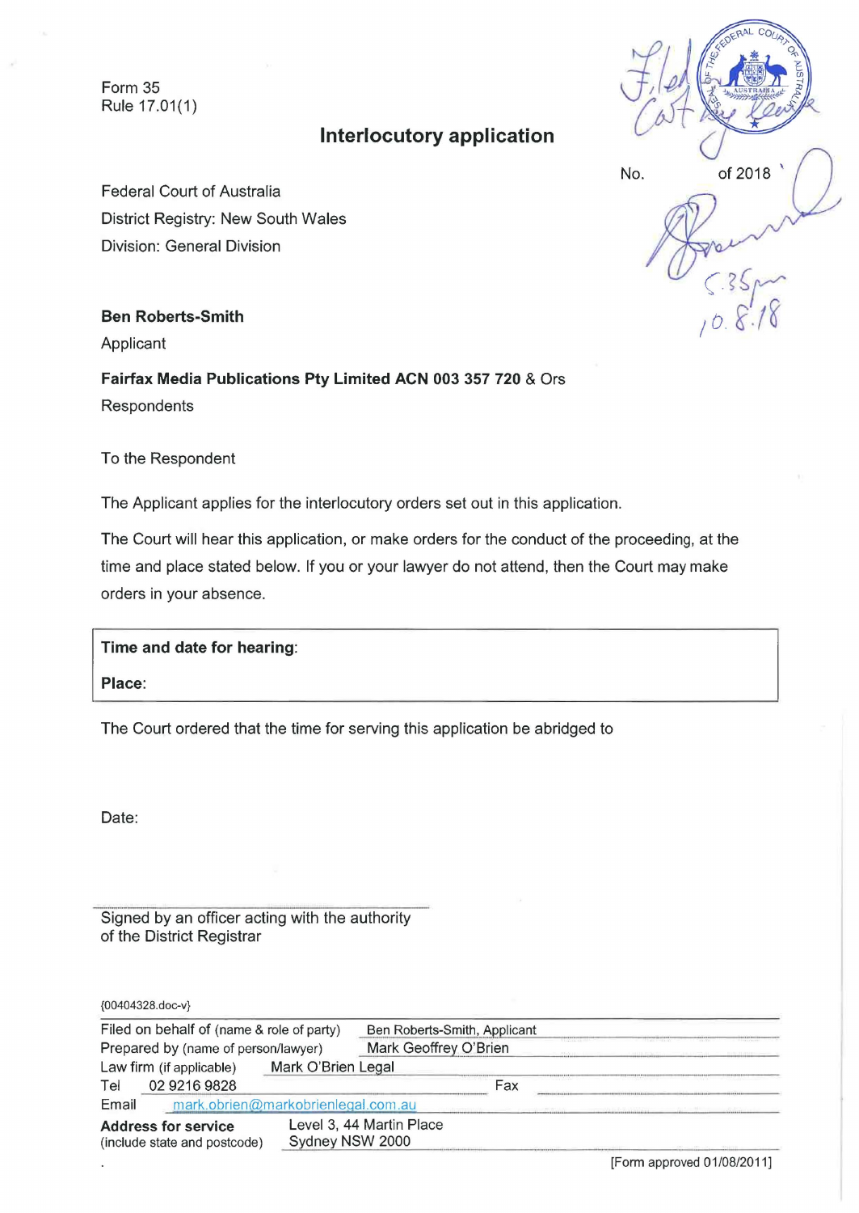Form 35
Rule 17.01(1)

# Interlocutory application

No. of 2018

Federal Court of Australia
District Registry: New South Wales
Division: General Division

**Ben Roberts-Smith**
Applicant

**Fairfax Media Publications Pty Limited ACN 003 357 720** & Ors
Respondents

To the Respondent

The Applicant applies for the interlocutory orders set out in this application.

The Court will hear this application, or make orders for the conduct of the proceeding, at the time and place stated below. If you or your lawyer do not attend, then the Court may make orders in your absence.

| **Time and date for hearing**: |
|---|
| **Place**: |

The Court ordered that the time for serving this application be abridged to

Date:

Signed by an officer acting with the authority of the District Registrar

{00404328.doc-v}

| | |
|---|---|
| Filed on behalf of (name & role of party) | Ben Roberts-Smith, Applicant |
| Prepared by (name of person/lawyer) | Mark Geoffrey O'Brien |
| Law firm (if applicable) | Mark O'Brien Legal |
| Tel | 02 9216 9828 Fax |
| Email | mark.obrien@markobrienlegal.com.au |
| **Address for service** (include state and postcode) | Level 3, 44 Martin Place Sydney NSW 2000 |

[Form approved 01/08/2011]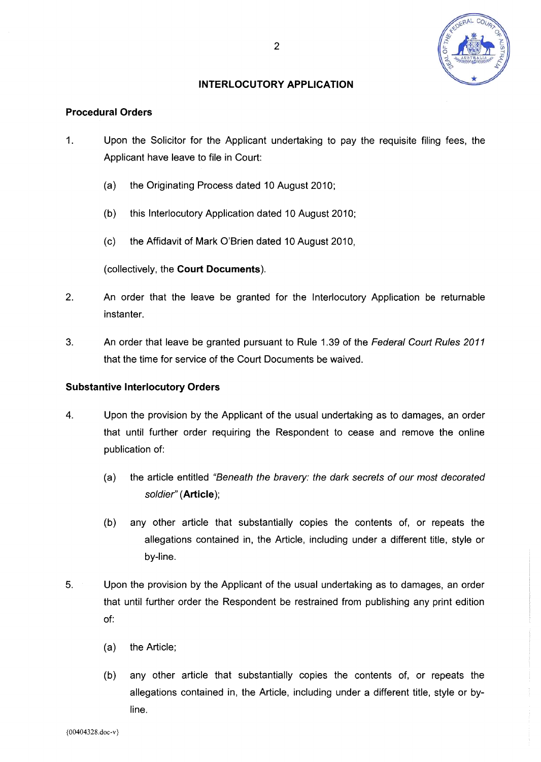## INTERLOCUTORY APPLICATION

### Procedural Orders

1. Upon the Solicitor for the Applicant undertaking to pay the requisite filing fees, the Applicant have leave to file in Court:

   (a) the Originating Process dated 10 August 2010;

   (b) this Interlocutory Application dated 10 August 2010;

   (c) the Affidavit of Mark O'Brien dated 10 August 2010,

   (collectively, the **Court Documents**).

2. An order that the leave be granted for the Interlocutory Application be returnable instanter.

3. An order that leave be granted pursuant to Rule 1.39 of the *Federal Court Rules 2011* that the time for service of the Court Documents be waived.

### Substantive Interlocutory Orders

4. Upon the provision by the Applicant of the usual undertaking as to damages, an order that until further order requiring the Respondent to cease and remove the online publication of:

   (a) the article entitled *"Beneath the bravery: the dark secrets of our most decorated soldier"* (**Article**);

   (b) any other article that substantially copies the contents of, or repeats the allegations contained in, the Article, including under a different title, style or by-line.

5. Upon the provision by the Applicant of the usual undertaking as to damages, an order that until further order the Respondent be restrained from publishing any print edition of:

   (a) the Article;

   (b) any other article that substantially copies the contents of, or repeats the allegations contained in, the Article, including under a different title, style or by-line.

{00404328.doc-v}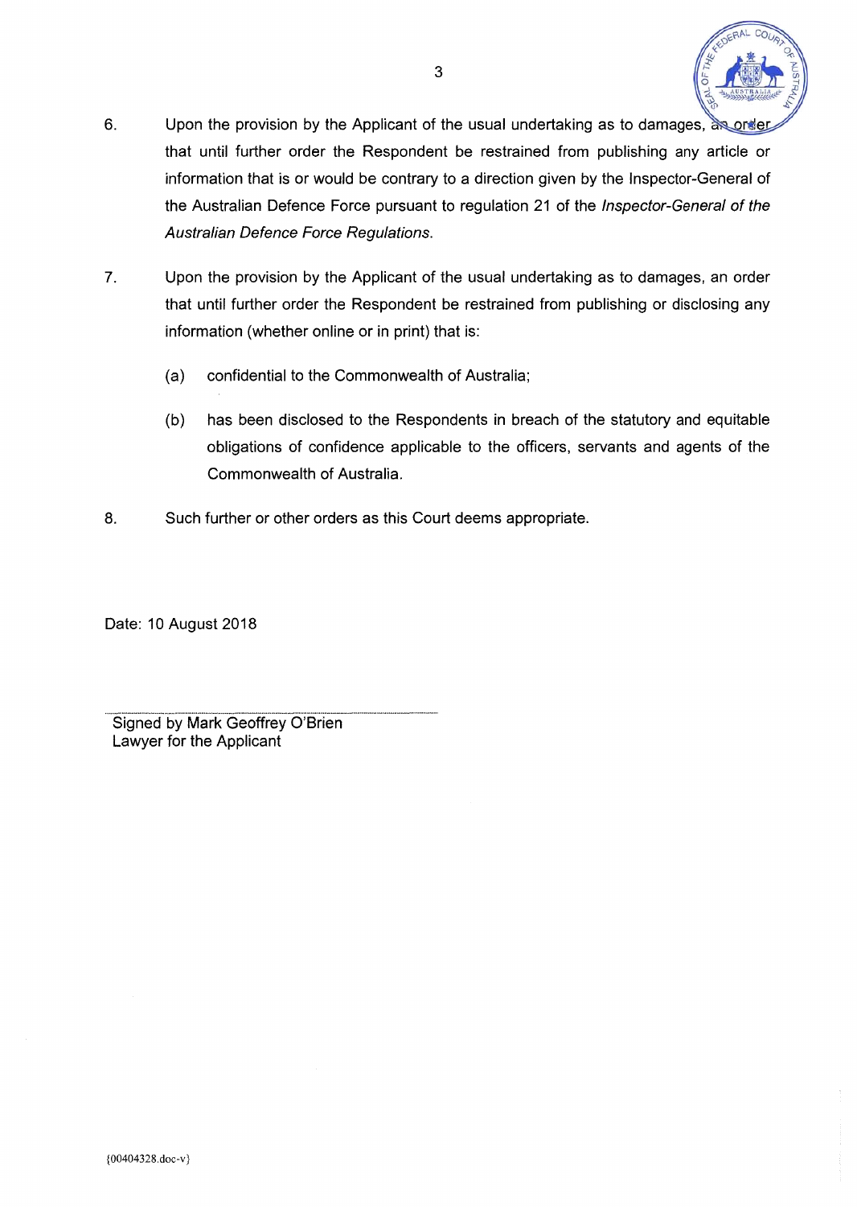6. Upon the provision by the Applicant of the usual undertaking as to damages, an order that until further order the Respondent be restrained from publishing any article or information that is or would be contrary to a direction given by the Inspector-General of the Australian Defence Force pursuant to regulation 21 of the *Inspector-General of the Australian Defence Force Regulations*.

7. Upon the provision by the Applicant of the usual undertaking as to damages, an order that until further order the Respondent be restrained from publishing or disclosing any information (whether online or in print) that is:

   (a) confidential to the Commonwealth of Australia;

   (b) has been disclosed to the Respondents in breach of the statutory and equitable obligations of confidence applicable to the officers, servants and agents of the Commonwealth of Australia.

8. Such further or other orders as this Court deems appropriate.

Date: 10 August 2018

Signed by Mark Geoffrey O'Brien
Lawyer for the Applicant

{00404328.doc-v}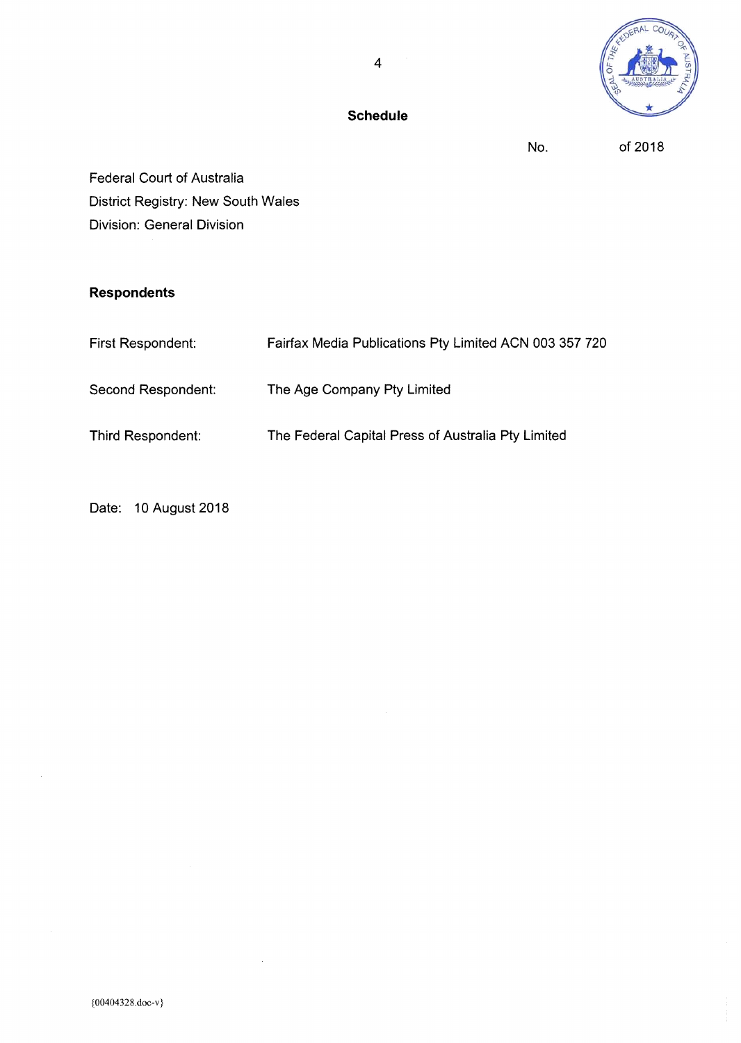## Schedule

No. of 2018

Federal Court of Australia
District Registry: New South Wales
Division: General Division

**Respondents**

| | |
|---|---|
| First Respondent: | Fairfax Media Publications Pty Limited ACN 003 357 720 |
| Second Respondent: | The Age Company Pty Limited |
| Third Respondent: | The Federal Capital Press of Australia Pty Limited |

Date: 10 August 2018

{00404328.doc-v}